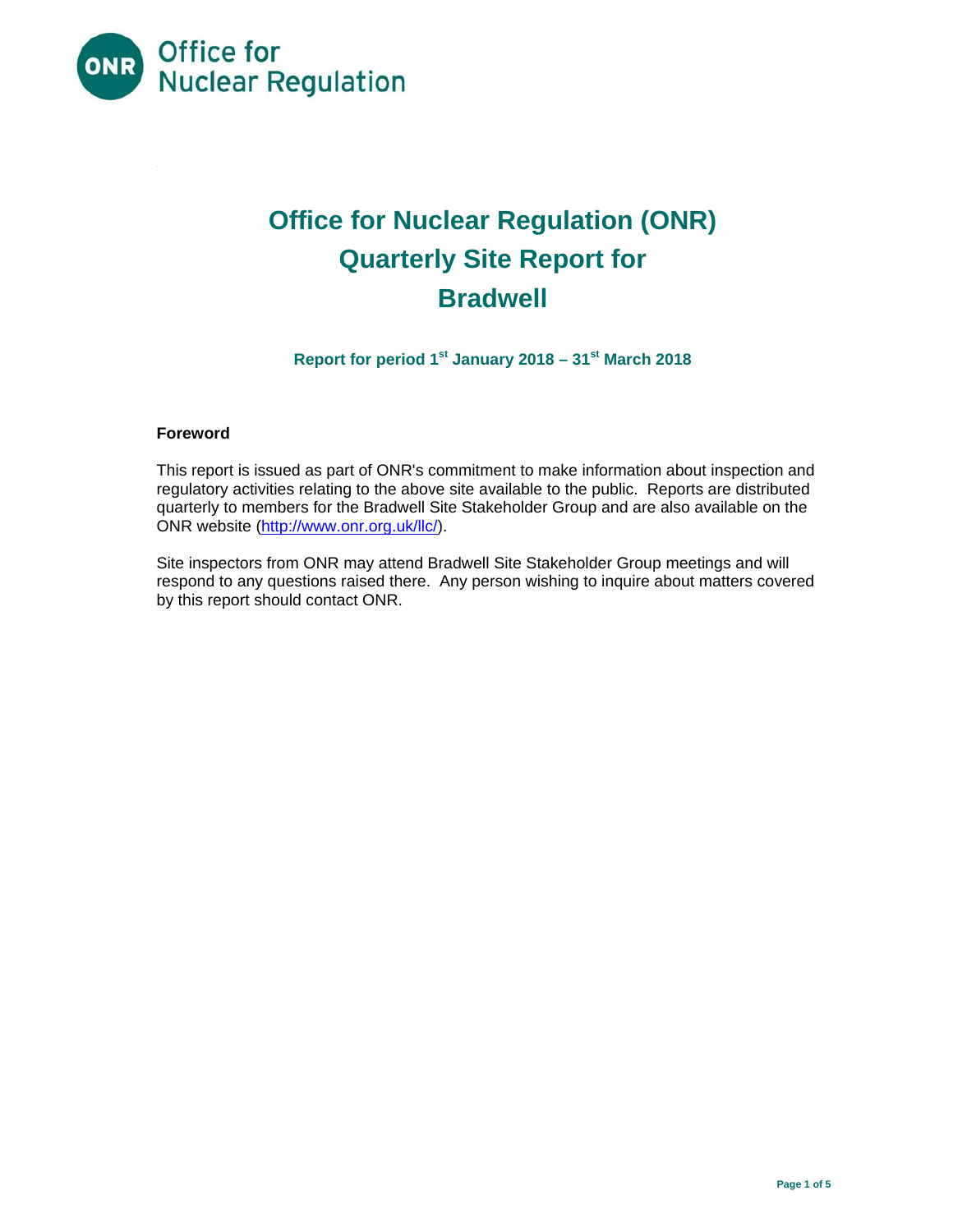Office for Nuclear Regulation

# Office for Nuclear Regulation (ONR) Quarterly Site Report for Bradwell

**Report for period 1st January 2018 – 31st March 2018**

## Foreword

This report is issued as part of ONR's commitment to make information about inspection and regulatory activities relating to the above site available to the public. Reports are distributed quarterly to members for the Bradwell Site Stakeholder Group and are also available on the ONR website (http://www.onr.org.uk/llc/).

Site inspectors from ONR may attend Bradwell Site Stakeholder Group meetings and will respond to any questions raised there. Any person wishing to inquire about matters covered by this report should contact ONR.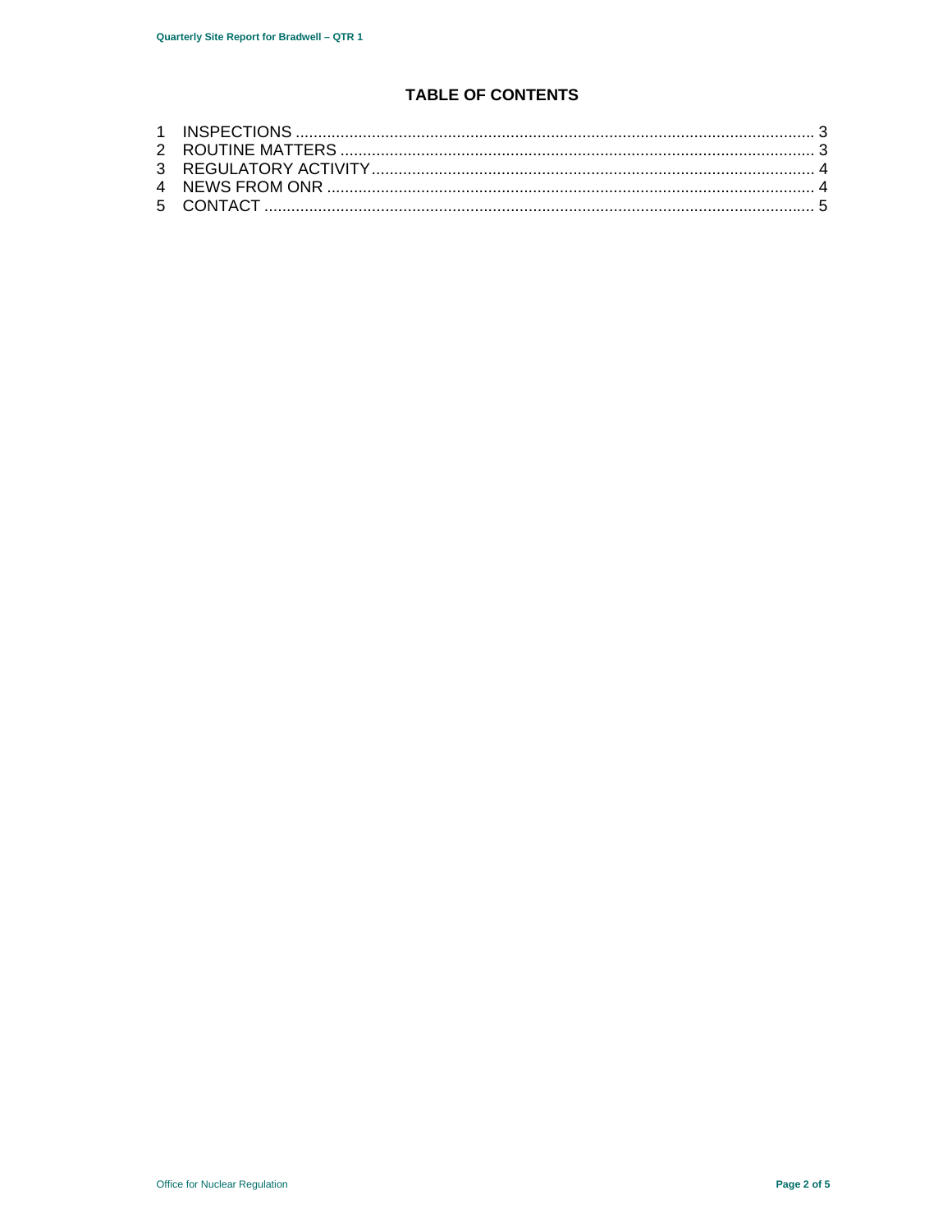# TABLE OF CONTENTS

1 INSPECTIONS ........................................................................................................ 3
2 ROUTINE MATTERS ............................................................................................. 3
3 REGULATORY ACTIVITY ....................................................................................... 4
4 NEWS FROM ONR ................................................................................................ 4
5 CONTACT .............................................................................................................. 5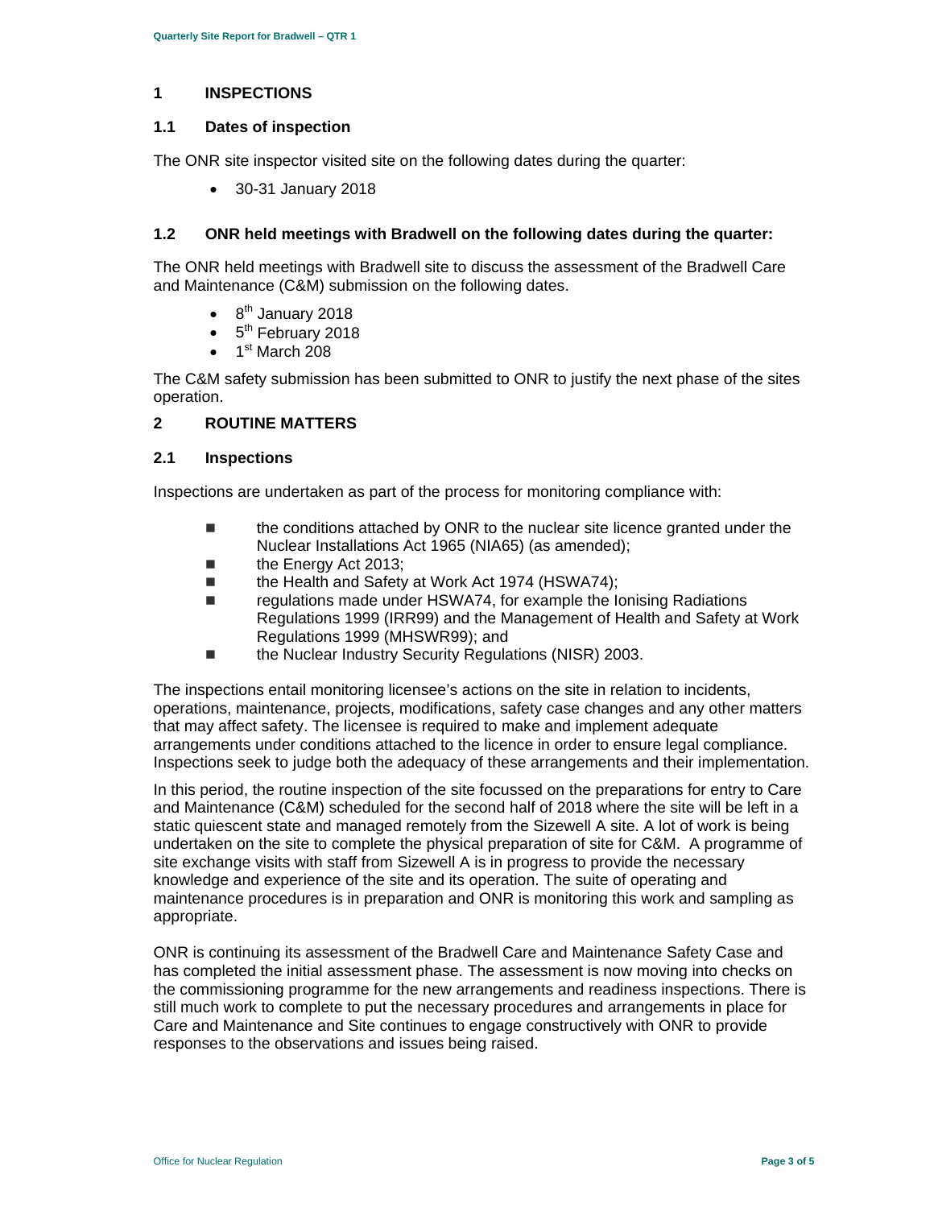## 1 INSPECTIONS

### 1.1 Dates of inspection

The ONR site inspector visited site on the following dates during the quarter:

- 30-31 January 2018

### 1.2 ONR held meetings with Bradwell on the following dates during the quarter:

The ONR held meetings with Bradwell site to discuss the assessment of the Bradwell Care and Maintenance (C&M) submission on the following dates.

- 8th January 2018
- 5th February 2018
- 1st March 208

The C&M safety submission has been submitted to ONR to justify the next phase of the sites operation.

## 2 ROUTINE MATTERS

### 2.1 Inspections

Inspections are undertaken as part of the process for monitoring compliance with:

- the conditions attached by ONR to the nuclear site licence granted under the Nuclear Installations Act 1965 (NIA65) (as amended);
- the Energy Act 2013;
- the Health and Safety at Work Act 1974 (HSWA74);
- regulations made under HSWA74, for example the Ionising Radiations Regulations 1999 (IRR99) and the Management of Health and Safety at Work Regulations 1999 (MHSWR99); and
- the Nuclear Industry Security Regulations (NISR) 2003.

The inspections entail monitoring licensee's actions on the site in relation to incidents, operations, maintenance, projects, modifications, safety case changes and any other matters that may affect safety. The licensee is required to make and implement adequate arrangements under conditions attached to the licence in order to ensure legal compliance. Inspections seek to judge both the adequacy of these arrangements and their implementation.

In this period, the routine inspection of the site focussed on the preparations for entry to Care and Maintenance (C&M) scheduled for the second half of 2018 where the site will be left in a static quiescent state and managed remotely from the Sizewell A site. A lot of work is being undertaken on the site to complete the physical preparation of site for C&M. A programme of site exchange visits with staff from Sizewell A is in progress to provide the necessary knowledge and experience of the site and its operation. The suite of operating and maintenance procedures is in preparation and ONR is monitoring this work and sampling as appropriate.

ONR is continuing its assessment of the Bradwell Care and Maintenance Safety Case and has completed the initial assessment phase. The assessment is now moving into checks on the commissioning programme for the new arrangements and readiness inspections. There is still much work to complete to put the necessary procedures and arrangements in place for Care and Maintenance and Site continues to engage constructively with ONR to provide responses to the observations and issues being raised.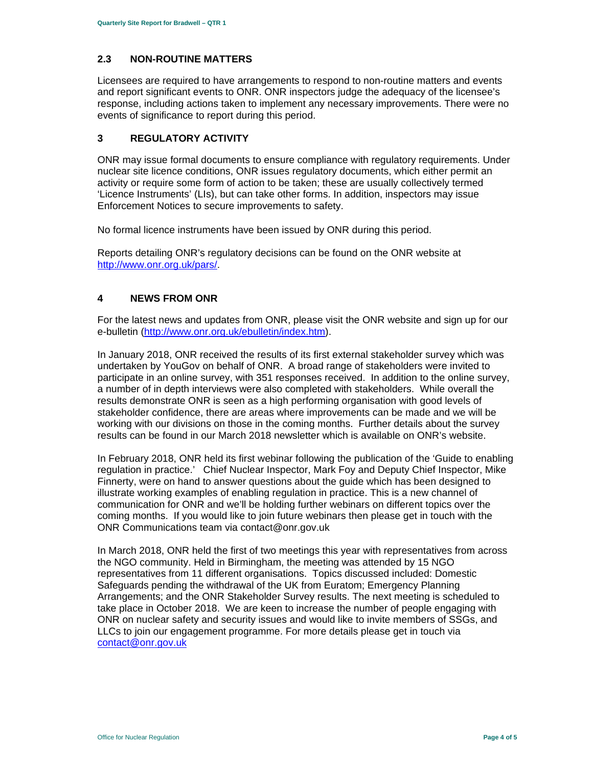## 2.3 NON-ROUTINE MATTERS

Licensees are required to have arrangements to respond to non-routine matters and events and report significant events to ONR. ONR inspectors judge the adequacy of the licensee's response, including actions taken to implement any necessary improvements. There were no events of significance to report during this period.

# 3 REGULATORY ACTIVITY

ONR may issue formal documents to ensure compliance with regulatory requirements. Under nuclear site licence conditions, ONR issues regulatory documents, which either permit an activity or require some form of action to be taken; these are usually collectively termed 'Licence Instruments' (LIs), but can take other forms. In addition, inspectors may issue Enforcement Notices to secure improvements to safety.

No formal licence instruments have been issued by ONR during this period.

Reports detailing ONR's regulatory decisions can be found on the ONR website at [http://www.onr.org.uk/pars/](http://www.onr.org.uk/pars/).

# 4 NEWS FROM ONR

For the latest news and updates from ONR, please visit the ONR website and sign up for our e-bulletin ([http://www.onr.org.uk/ebulletin/index.htm](http://www.onr.org.uk/ebulletin/index.htm)).

In January 2018, ONR received the results of its first external stakeholder survey which was undertaken by YouGov on behalf of ONR. A broad range of stakeholders were invited to participate in an online survey, with 351 responses received. In addition to the online survey, a number of in depth interviews were also completed with stakeholders. While overall the results demonstrate ONR is seen as a high performing organisation with good levels of stakeholder confidence, there are areas where improvements can be made and we will be working with our divisions on those in the coming months. Further details about the survey results can be found in our March 2018 newsletter which is available on ONR's website.

In February 2018, ONR held its first webinar following the publication of the 'Guide to enabling regulation in practice.' Chief Nuclear Inspector, Mark Foy and Deputy Chief Inspector, Mike Finnerty, were on hand to answer questions about the guide which has been designed to illustrate working examples of enabling regulation in practice. This is a new channel of communication for ONR and we'll be holding further webinars on different topics over the coming months. If you would like to join future webinars then please get in touch with the ONR Communications team via contact@onr.gov.uk

In March 2018, ONR held the first of two meetings this year with representatives from across the NGO community. Held in Birmingham, the meeting was attended by 15 NGO representatives from 11 different organisations. Topics discussed included: Domestic Safeguards pending the withdrawal of the UK from Euratom; Emergency Planning Arrangements; and the ONR Stakeholder Survey results. The next meeting is scheduled to take place in October 2018. We are keen to increase the number of people engaging with ONR on nuclear safety and security issues and would like to invite members of SSGs, and LLCs to join our engagement programme. For more details please get in touch via [contact@onr.gov.uk](mailto:contact@onr.gov.uk)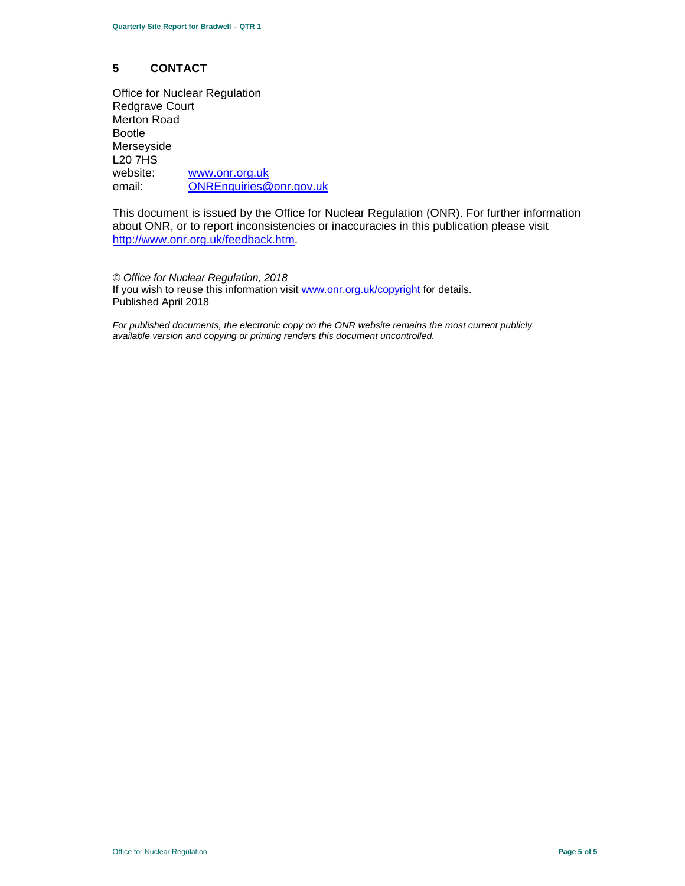## 5 CONTACT

Office for Nuclear Regulation
Redgrave Court
Merton Road
Bootle
Merseyside
L20 7HS
website: www.onr.org.uk
email: ONREnquiries@onr.gov.uk

This document is issued by the Office for Nuclear Regulation (ONR). For further information about ONR, or to report inconsistencies or inaccuracies in this publication please visit http://www.onr.org.uk/feedback.htm.

*© Office for Nuclear Regulation, 2018*
If you wish to reuse this information visit www.onr.org.uk/copyright for details.
Published April 2018

*For published documents, the electronic copy on the ONR website remains the most current publicly available version and copying or printing renders this document uncontrolled.*